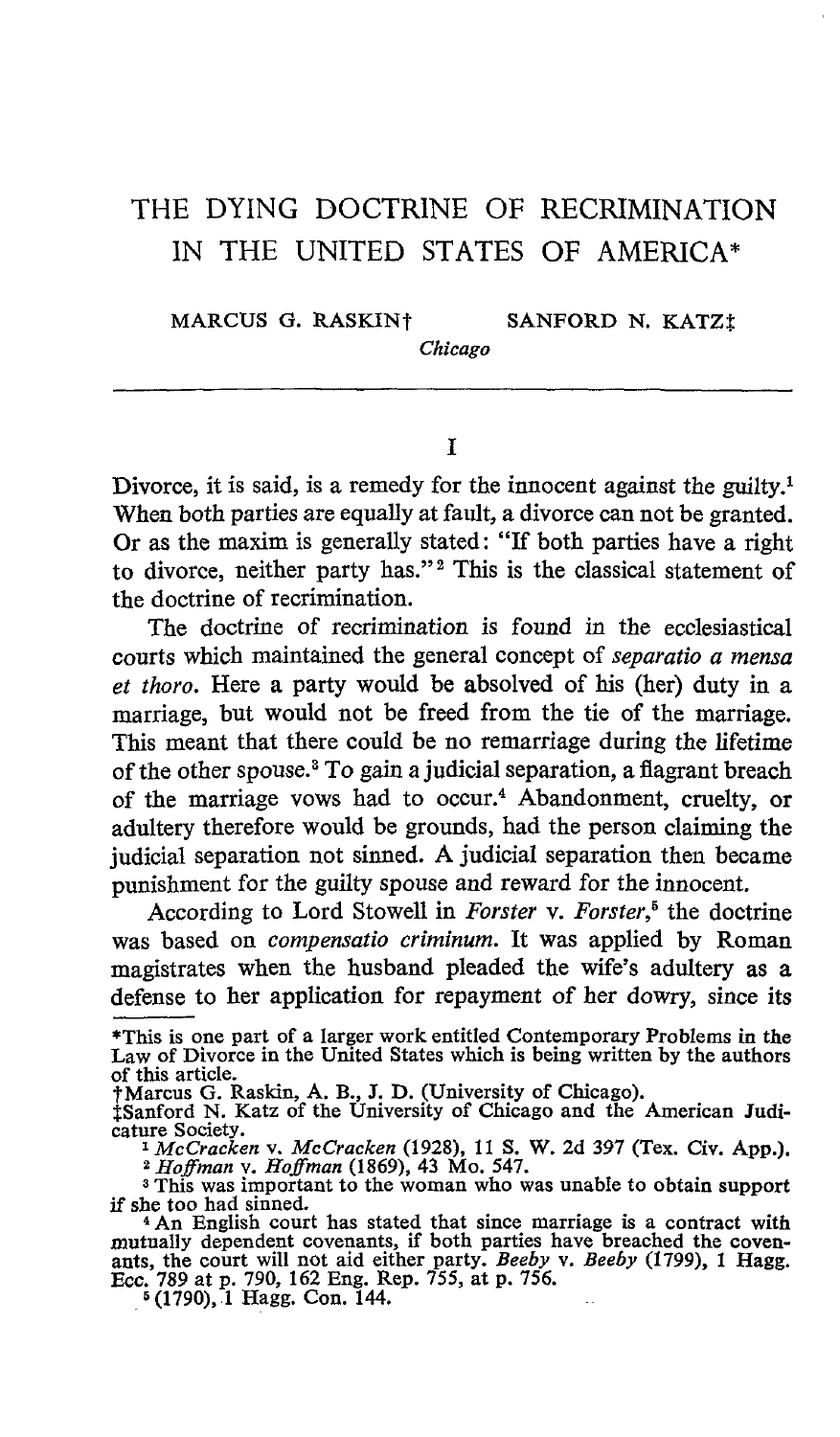# THE DYING DOCTRINE OF RECRIMINATION IN THE UNITED STATES OF AMERICA*

MARCUS G. RASKIN† SANFORD N. KATZ‡

*Chicago*

## I

Divorce, it is said, is a remedy for the innocent against the guilty.[1] When both parties are equally at fault, a divorce can not be granted. Or as the maxim is generally stated: "If both parties have a right to divorce, neither party has."[2] This is the classical statement of the doctrine of recrimination.

The doctrine of recrimination is found in the ecclesiastical courts which maintained the general concept of *separatio a mensa et thoro*. Here a party would be absolved of his (her) duty in a marriage, but would not be freed from the tie of the marriage. This meant that there could be no remarriage during the lifetime of the other spouse.[3] To gain a judicial separation, a flagrant breach of the marriage vows had to occur.[4] Abandonment, cruelty, or adultery therefore would be grounds, had the person claiming the judicial separation not sinned. A judicial separation then became punishment for the guilty spouse and reward for the innocent.

According to Lord Stowell in *Forster* v. *Forster*,[5] the doctrine was based on *compensatio criminum*. It was applied by Roman magistrates when the husband pleaded the wife's adultery as a defense to her application for repayment of her dowry, since its

---

*This is one part of a larger work entitled Contemporary Problems in the Law of Divorce in the United States which is being written by the authors of this article.

†Marcus G. Raskin, A. B., J. D. (University of Chicago).

‡Sanford N. Katz of the University of Chicago and the American Judicature Society.

[1] *McCracken* v. *McCracken* (1928), 11 S. W. 2d 397 (Tex. Civ. App.).

[2] *Hoffman* v. *Hoffman* (1869), 43 Mo. 547.

[3] This was important to the woman who was unable to obtain support if she too had sinned.

[4] An English court has stated that since marriage is a contract with mutually dependent covenants, if both parties have breached the covenants, the court will not aid either party. *Beeby* v. *Beeby* (1799), 1 Hagg. Ecc. 789 at p. 790, 162 Eng. Rep. 755, at p. 756.

[5] (1790), 1 Hagg. Con. 144.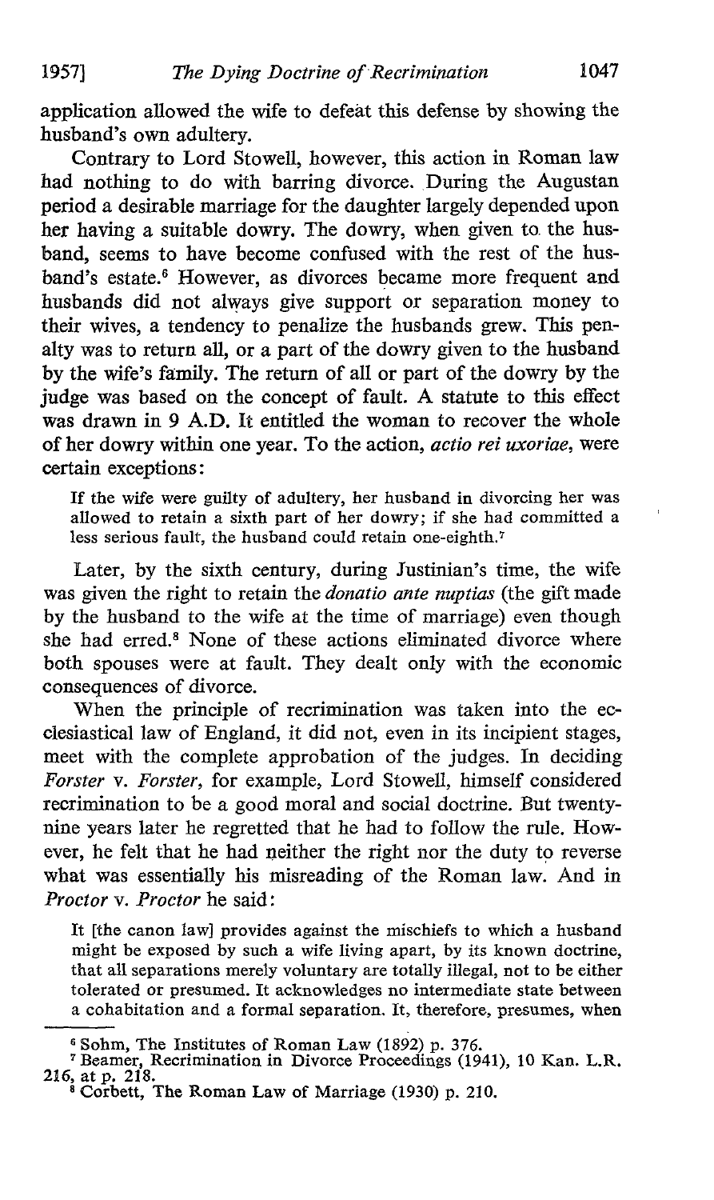application allowed the wife to defeat this defense by showing the husband's own adultery.

Contrary to Lord Stowell, however, this action in Roman law had nothing to do with barring divorce. During the Augustan period a desirable marriage for the daughter largely depended upon her having a suitable dowry. The dowry, when given to the husband, seems to have become confused with the rest of the husband's estate.[6] However, as divorces became more frequent and husbands did not always give support or separation money to their wives, a tendency to penalize the husbands grew. This penalty was to return all, or a part of the dowry given to the husband by the wife's family. The return of all or part of the dowry by the judge was based on the concept of fault. A statute to this effect was drawn in 9 A.D. It entitled the woman to recover the whole of her dowry within one year. To the action, *actio rei uxoriae*, were certain exceptions:

> If the wife were guilty of adultery, her husband in divorcing her was allowed to retain a sixth part of her dowry; if she had committed a less serious fault, the husband could retain one-eighth.[7]

Later, by the sixth century, during Justinian's time, the wife was given the right to retain the *donatio ante nuptias* (the gift made by the husband to the wife at the time of marriage) even though she had erred.[8] None of these actions eliminated divorce where both spouses were at fault. They dealt only with the economic consequences of divorce.

When the principle of recrimination was taken into the ecclesiastical law of England, it did not, even in its incipient stages, meet with the complete approbation of the judges. In deciding *Forster* v. *Forster*, for example, Lord Stowell, himself considered recrimination to be a good moral and social doctrine. But twenty-nine years later he regretted that he had to follow the rule. However, he felt that he had neither the right nor the duty to reverse what was essentially his misreading of the Roman law. And in *Proctor* v. *Proctor* he said:

> It [the canon law] provides against the mischiefs to which a husband might be exposed by such a wife living apart, by its known doctrine, that all separations merely voluntary are totally illegal, not to be either tolerated or presumed. It acknowledges no intermediate state between a cohabitation and a formal separation. It, therefore, presumes, when

---

[6] Sohm, The Institutes of Roman Law (1892) p. 376.

[7] Beamer, Recrimination in Divorce Proceedings (1941), 10 Kan. L.R. 216, at p. 218.

[8] Corbett, The Roman Law of Marriage (1930) p. 210.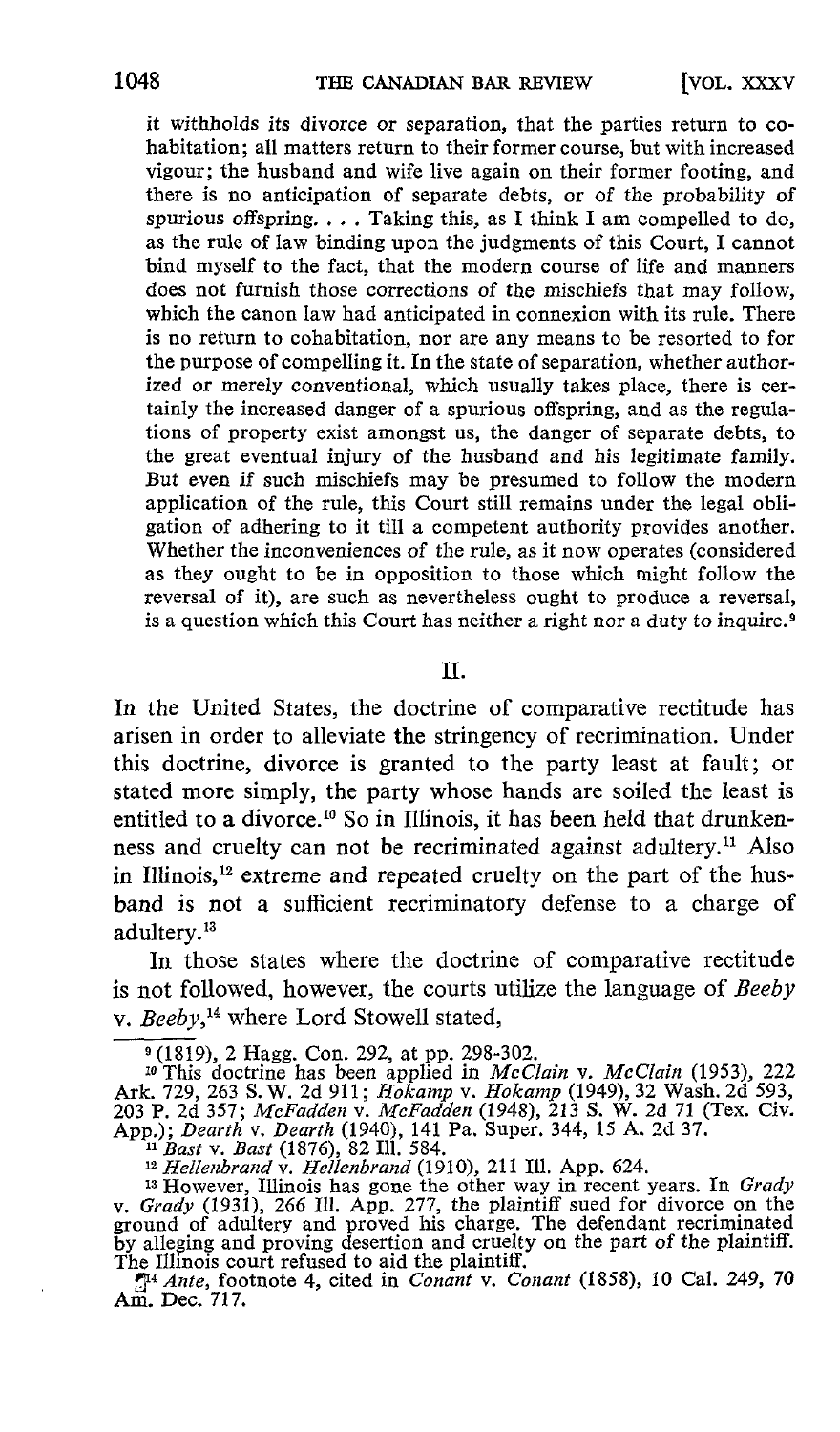it withholds its divorce or separation, that the parties return to cohabitation; all matters return to their former course, but with increased vigour; the husband and wife live again on their former footing, and there is no anticipation of separate debts, or of the probability of spurious offspring. . . . Taking this, as I think I am compelled to do, as the rule of law binding upon the judgments of this Court, I cannot bind myself to the fact, that the modern course of life and manners does not furnish those corrections of the mischiefs that may follow, which the canon law had anticipated in connexion with its rule. There is no return to cohabitation, nor are any means to be resorted to for the purpose of compelling it. In the state of separation, whether authorized or merely conventional, which usually takes place, there is certainly the increased danger of a spurious offspring, and as the regulations of property exist amongst us, the danger of separate debts, to the great eventual injury of the husband and his legitimate family. But even if such mischiefs may be presumed to follow the modern application of the rule, this Court still remains under the legal obligation of adhering to it till a competent authority provides another. Whether the inconveniences of the rule, as it now operates (considered as they ought to be in opposition to those which might follow the reversal of it), are such as nevertheless ought to produce a reversal, is a question which this Court has neither a right nor a duty to inquire.[9]

## II.

In the United States, the doctrine of comparative rectitude has arisen in order to alleviate the stringency of recrimination. Under this doctrine, divorce is granted to the party least at fault; or stated more simply, the party whose hands are soiled the least is entitled to a divorce.[10] So in Illinois, it has been held that drunkenness and cruelty can not be recriminated against adultery.[11] Also in Illinois,[12] extreme and repeated cruelty on the part of the husband is not a sufficient recriminatory defense to a charge of adultery.[13]

In those states where the doctrine of comparative rectitude is not followed, however, the courts utilize the language of *Beeby* v. *Beeby*,[14] where Lord Stowell stated,

---

[9] (1819), 2 Hagg. Con. 292, at pp. 298-302.

[10] This doctrine has been applied in *McClain* v. *McClain* (1953), 222 Ark. 729, 263 S. W. 2d 911; *Hokamp* v. *Hokamp* (1949), 32 Wash. 2d 593, 203 P. 2d 357; *McFadden* v. *McFadden* (1948), 213 S. W. 2d 71 (Tex. Civ. App.); *Dearth* v. *Dearth* (1940), 141 Pa. Super. 344, 15 A. 2d 37.

[11] *Bast* v. *Bast* (1876), 82 Ill. 584.

[12] *Hellenbrand* v. *Hellenbrand* (1910), 211 Ill. App. 624.

[13] However, Illinois has gone the other way in recent years. In *Grady* v. *Grady* (1931), 266 Ill. App. 277, the plaintiff sued for divorce on the ground of adultery and proved his charge. The defendant recriminated by alleging and proving desertion and cruelty on the part of the plaintiff. The Illinois court refused to aid the plaintiff.

[14] *Ante*, footnote 4, cited in *Conant* v. *Conant* (1858), 10 Cal. 249, 70 Am. Dec. 717.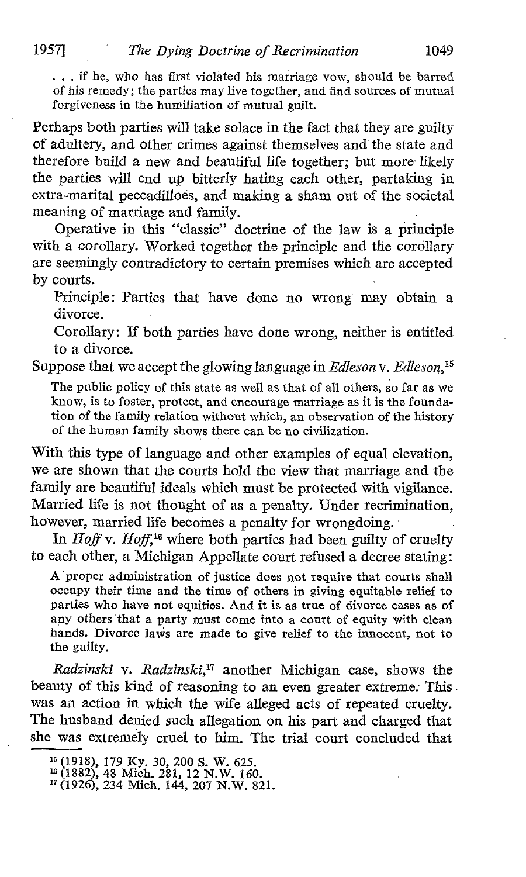> . . . if he, who has first violated his marriage vow, should be barred of his remedy; the parties may live together, and find sources of mutual forgiveness in the humiliation of mutual guilt.

Perhaps both parties will take solace in the fact that they are guilty of adultery, and other crimes against themselves and the state and therefore build a new and beautiful life together; but more likely the parties will end up bitterly hating each other, partaking in extra-marital peccadilloes, and making a sham out of the societal meaning of marriage and family.

Operative in this "classic" doctrine of the law is a principle with a corollary. Worked together the principle and the corollary are seemingly contradictory to certain premises which are accepted by courts.

> Principle: Parties that have done no wrong may obtain a divorce.
>
> Corollary: If both parties have done wrong, neither is entitled to a divorce.

Suppose that we accept the glowing language in *Edleson* v. *Edleson*,[15]

> The public policy of this state as well as that of all others, so far as we know, is to foster, protect, and encourage marriage as it is the foundation of the family relation without which, an observation of the history of the human family shows there can be no civilization.

With this type of language and other examples of equal elevation, we are shown that the courts hold the view that marriage and the family are beautiful ideals which must be protected with vigilance. Married life is not thought of as a penalty. Under recrimination, however, married life becomes a penalty for wrongdoing.

In *Hoff* v. *Hoff*,[16] where both parties had been guilty of cruelty to each other, a Michigan Appellate court refused a decree stating:

> A proper administration of justice does not require that courts shall occupy their time and the time of others in giving equitable relief to parties who have not equities. And it is as true of divorce cases as of any others that a party must come into a court of equity with clean hands. Divorce laws are made to give relief to the innocent, not to the guilty.

*Radzinski* v. *Radzinski*,[17] another Michigan case, shows the beauty of this kind of reasoning to an even greater extreme. This was an action in which the wife alleged acts of repeated cruelty. The husband denied such allegation on his part and charged that she was extremely cruel to him. The trial court concluded that

---

[15] (1918), 179 Ky. 30, 200 S. W. 625.

[16] (1882), 48 Mich. 281, 12 N.W. 160.

[17] (1926), 234 Mich. 144, 207 N.W. 821.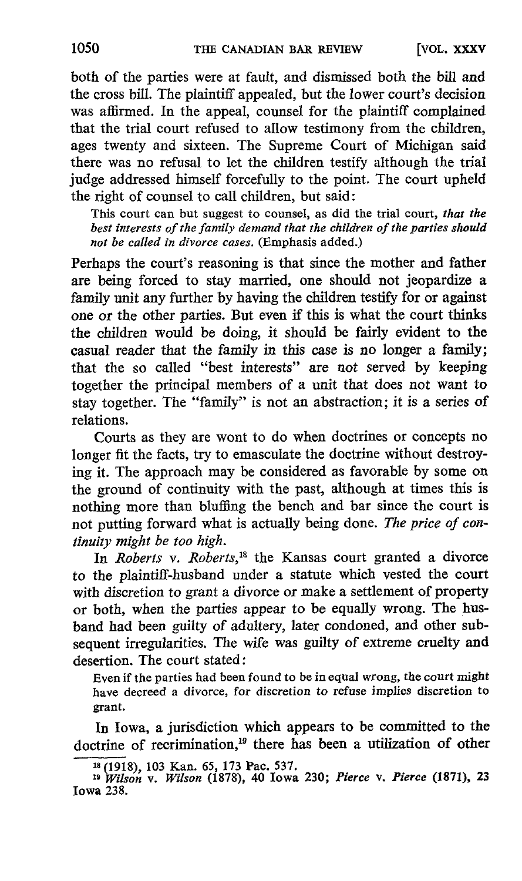both of the parties were at fault, and dismissed both the bill and the cross bill. The plaintiff appealed, but the lower court's decision was affirmed. In the appeal, counsel for the plaintiff complained that the trial court refused to allow testimony from the children, ages twenty and sixteen. The Supreme Court of Michigan said there was no refusal to let the children testify although the trial judge addressed himself forcefully to the point. The court upheld the right of counsel to call children, but said:

> This court can but suggest to counsel, as did the trial court, *that the best interests of the family demand that the children of the parties should not be called in divorce cases.* (Emphasis added.)

Perhaps the court's reasoning is that since the mother and father are being forced to stay married, one should not jeopardize a family unit any further by having the children testify for or against one or the other parties. But even if this is what the court thinks the children would be doing, it should be fairly evident to the casual reader that the family in this case is no longer a family; that the so called "best interests" are not served by keeping together the principal members of a unit that does not want to stay together. The "family" is not an abstraction; it is a series of relations.

Courts as they are wont to do when doctrines or concepts no longer fit the facts, try to emasculate the doctrine without destroying it. The approach may be considered as favorable by some on the ground of continuity with the past, although at times this is nothing more than bluffing the bench and bar since the court is not putting forward what is actually being done. *The price of continuity might be too high.*

In *Roberts* v. *Roberts*,[18] the Kansas court granted a divorce to the plaintiff-husband under a statute which vested the court with discretion to grant a divorce or make a settlement of property or both, when the parties appear to be equally wrong. The husband had been guilty of adultery, later condoned, and other subsequent irregularities. The wife was guilty of extreme cruelty and desertion. The court stated:

> Even if the parties had been found to be in equal wrong, the court might have decreed a divorce, for discretion to refuse implies discretion to grant.

In Iowa, a jurisdiction which appears to be committed to the doctrine of recrimination,[19] there has been a utilization of other

---

[18] (1918), 103 Kan. 65, 173 Pac. 537.

[19] *Wilson* v. *Wilson* (1878), 40 Iowa 230; *Pierce* v. *Pierce* (1871), 23 Iowa 238.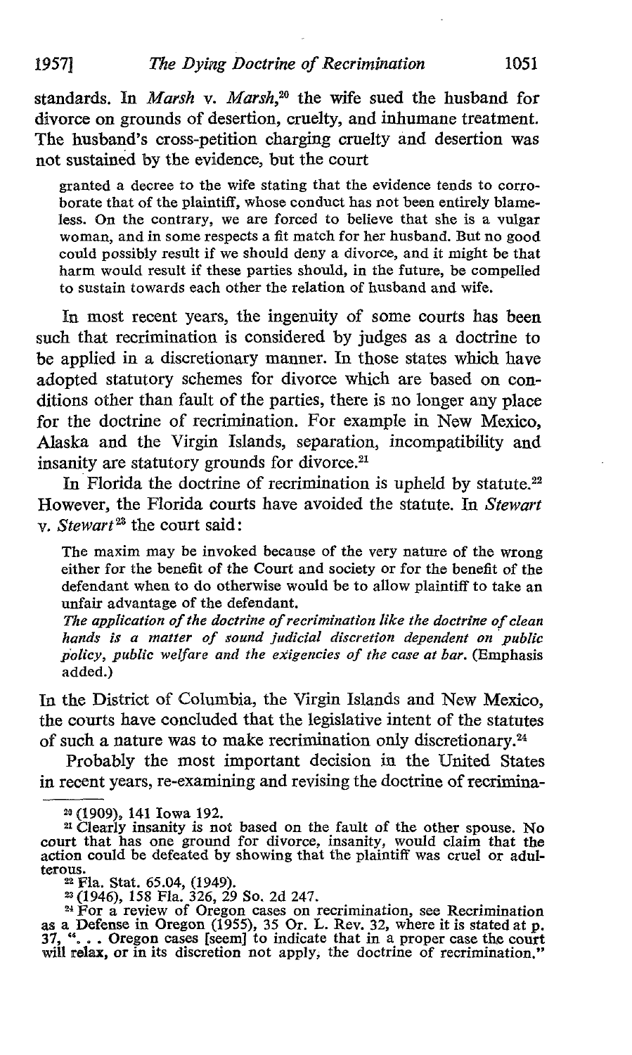standards. In *Marsh* v. *Marsh*,[20] the wife sued the husband for divorce on grounds of desertion, cruelty, and inhumane treatment. The husband's cross-petition charging cruelty and desertion was not sustained by the evidence, but the court

> granted a decree to the wife stating that the evidence tends to corroborate that of the plaintiff, whose conduct has not been entirely blameless. On the contrary, we are forced to believe that she is a vulgar woman, and in some respects a fit match for her husband. But no good could possibly result if we should deny a divorce, and it might be that harm would result if these parties should, in the future, be compelled to sustain towards each other the relation of husband and wife.

In most recent years, the ingenuity of some courts has been such that recrimination is considered by judges as a doctrine to be applied in a discretionary manner. In those states which have adopted statutory schemes for divorce which are based on conditions other than fault of the parties, there is no longer any place for the doctrine of recrimination. For example in New Mexico, Alaska and the Virgin Islands, separation, incompatibility and insanity are statutory grounds for divorce.[21]

In Florida the doctrine of recrimination is upheld by statute.[22] However, the Florida courts have avoided the statute. In *Stewart* v. *Stewart*[23] the court said:

> The maxim may be invoked because of the very nature of the wrong either for the benefit of the Court and society or for the benefit of the defendant when to do otherwise would be to allow plaintiff to take an unfair advantage of the defendant.
>
> *The application of the doctrine of recrimination like the doctrine of clean hands is a matter of sound judicial discretion dependent on public policy, public welfare and the exigencies of the case at bar.* (Emphasis added.)

In the District of Columbia, the Virgin Islands and New Mexico, the courts have concluded that the legislative intent of the statutes of such a nature was to make recrimination only discretionary.[24]

Probably the most important decision in the United States in recent years, re-examining and revising the doctrine of recrimina-

---

[20] (1909), 141 Iowa 192.

[21] Clearly insanity is not based on the fault of the other spouse. No court that has one ground for divorce, insanity, would claim that the action could be defeated by showing that the plaintiff was cruel or adulterous.

[22] Fla. Stat. 65.04, (1949).

[23] (1946), 158 Fla. 326, 29 So. 2d 247.

[24] For a review of Oregon cases on recrimination, see Recrimination as a Defense in Oregon (1955), 35 Or. L. Rev. 32, where it is stated at p. 37, ". . . Oregon cases [seem] to indicate that in a proper case the court will relax, or in its discretion not apply, the doctrine of recrimination."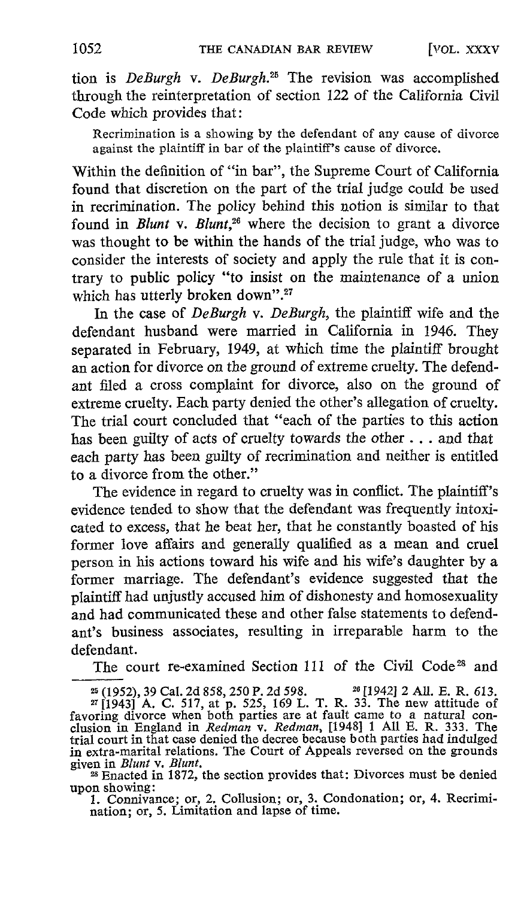tion is *DeBurgh* v. *DeBurgh*.[25] The revision was accomplished through the reinterpretation of section 122 of the California Civil Code which provides that:

> Recrimination is a showing by the defendant of any cause of divorce against the plaintiff in bar of the plaintiff's cause of divorce.

Within the definition of "in bar", the Supreme Court of California found that discretion on the part of the trial judge could be used in recrimination. The policy behind this notion is similar to that found in *Blunt* v. *Blunt*,[26] where the decision to grant a divorce was thought to be within the hands of the trial judge, who was to consider the interests of society and apply the rule that it is contrary to public policy "to insist on the maintenance of a union which has utterly broken down".[27]

In the case of *DeBurgh* v. *DeBurgh*, the plaintiff wife and the defendant husband were married in California in 1946. They separated in February, 1949, at which time the plaintiff brought an action for divorce on the ground of extreme cruelty. The defendant filed a cross complaint for divorce, also on the ground of extreme cruelty. Each party denied the other's allegation of cruelty. The trial court concluded that "each of the parties to this action has been guilty of acts of cruelty towards the other . . . and that each party has been guilty of recrimination and neither is entitled to a divorce from the other."

The evidence in regard to cruelty was in conflict. The plaintiff's evidence tended to show that the defendant was frequently intoxicated to excess, that he beat her, that he constantly boasted of his former love affairs and generally qualified as a mean and cruel person in his actions toward his wife and his wife's daughter by a former marriage. The defendant's evidence suggested that the plaintiff had unjustly accused him of dishonesty and homosexuality and had communicated these and other false statements to defendant's business associates, resulting in irreparable harm to the defendant.

The court re-examined Section 111 of the Civil Code[28] and

---

[25] (1952), 39 Cal. 2d 858, 250 P. 2d 598.

[26] [1942] 2 All. E. R. 613.

[27] [1943] A. C. 517, at p. 525, 169 L. T. R. 33. The new attitude of favoring divorce when both parties are at fault came to a natural conclusion in England in *Redman* v. *Redman*, [1948] 1 All E. R. 333. The trial court in that case denied the decree because both parties had indulged in extra-marital relations. The Court of Appeals reversed on the grounds given in *Blunt* v. *Blunt*.

[28] Enacted in 1872, the section provides that: Divorces must be denied upon showing:
1. Connivance; or, 2. Collusion; or, 3. Condonation; or, 4. Recrimination; or, 5. Limitation and lapse of time.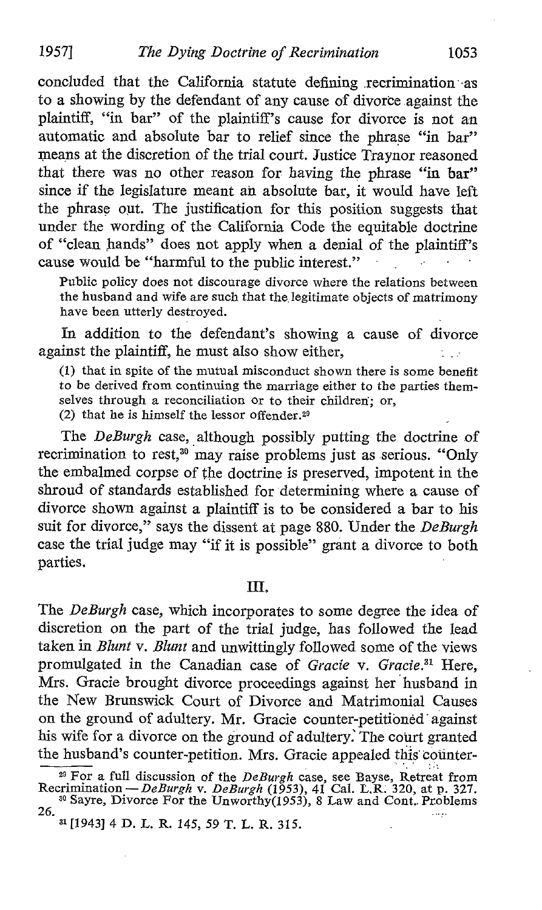concluded that the California statute defining recrimination as to a showing by the defendant of any cause of divorce against the plaintiff, "in bar" of the plaintiff's cause for divorce is not an automatic and absolute bar to relief since the phrase "in bar" means at the discretion of the trial court. Justice Traynor reasoned that there was no other reason for having the phrase "in bar" since if the legislature meant an absolute bar, it would have left the phrase out. The justification for this position suggests that under the wording of the California Code the equitable doctrine of "clean hands" does not apply when a denial of the plaintiff's cause would be "harmful to the public interest."

> Public policy does not discourage divorce where the relations between the husband and wife are such that the legitimate objects of matrimony have been utterly destroyed.

In addition to the defendant's showing a cause of divorce against the plaintiff, he must also show either,

> (1) that in spite of the mutual misconduct shown there is some benefit to be derived from continuing the marriage either to the parties themselves through a reconciliation or to their children; or,
> (2) that he is himself the lessor offender.[29]

The *DeBurgh* case, although possibly putting the doctrine of recrimination to rest,[30] may raise problems just as serious. "Only the embalmed corpse of the doctrine is preserved, impotent in the shroud of standards established for determining where a cause of divorce shown against a plaintiff is to be considered a bar to his suit for divorce," says the dissent at page 880. Under the *DeBurgh* case the trial judge may "if it is possible" grant a divorce to both parties.

## III.

The *DeBurgh* case, which incorporates to some degree the idea of discretion on the part of the trial judge, has followed the lead taken in *Blunt* v. *Blunt* and unwittingly followed some of the views promulgated in the Canadian case of *Gracie* v. *Gracie*.[31] Here, Mrs. Gracie brought divorce proceedings against her husband in the New Brunswick Court of Divorce and Matrimonial Causes on the ground of adultery. Mr. Gracie counter-petitioned against his wife for a divorce on the ground of adultery. The court granted the husband's counter-petition. Mrs. Gracie appealed this counter-

---

[29] For a full discussion of the *DeBurgh* case, see Bayse, Retreat from Recrimination — *DeBurgh* v. *DeBurgh* (1953), 41 Cal. L.R. 320, at p. 327.

[30] Sayre, Divorce For the Unworthy(1953), 8 Law and Cont. Problems 26.

[31] [1943] 4 D. L. R. 145, 59 T. L. R. 315.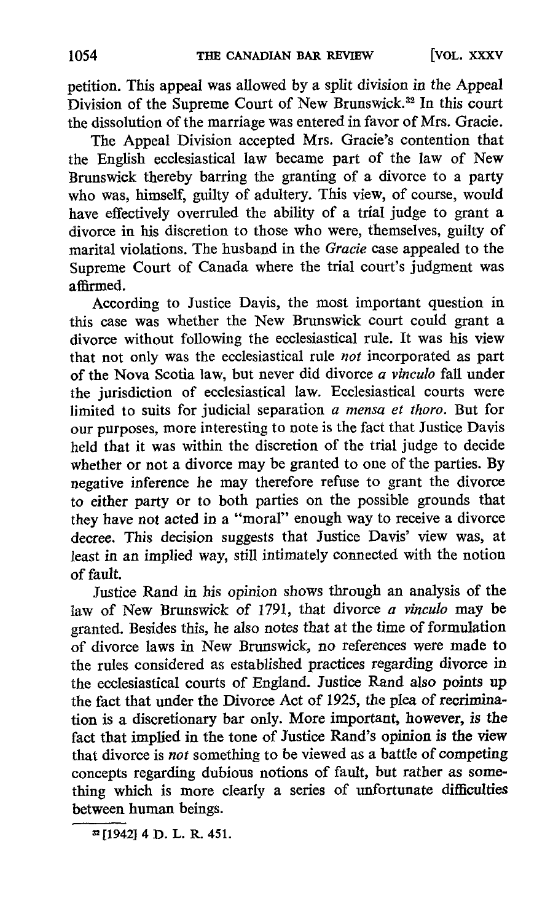petition. This appeal was allowed by a split division in the Appeal Division of the Supreme Court of New Brunswick.[32] In this court the dissolution of the marriage was entered in favor of Mrs. Gracie.

The Appeal Division accepted Mrs. Gracie's contention that the English ecclesiastical law became part of the law of New Brunswick thereby barring the granting of a divorce to a party who was, himself, guilty of adultery. This view, of course, would have effectively overruled the ability of a trial judge to grant a divorce in his discretion to those who were, themselves, guilty of marital violations. The husband in the *Gracie* case appealed to the Supreme Court of Canada where the trial court's judgment was affirmed.

According to Justice Davis, the most important question in this case was whether the New Brunswick court could grant a divorce without following the ecclesiastical rule. It was his view that not only was the ecclesiastical rule *not* incorporated as part of the Nova Scotia law, but never did divorce *a vinculo* fall under the jurisdiction of ecclesiastical law. Ecclesiastical courts were limited to suits for judicial separation *a mensa et thoro*. But for our purposes, more interesting to note is the fact that Justice Davis held that it was within the discretion of the trial judge to decide whether or not a divorce may be granted to one of the parties. By negative inference he may therefore refuse to grant the divorce to either party or to both parties on the possible grounds that they have not acted in a "moral" enough way to receive a divorce decree. This decision suggests that Justice Davis' view was, at least in an implied way, still intimately connected with the notion of fault.

Justice Rand in his opinion shows through an analysis of the law of New Brunswick of 1791, that divorce *a vinculo* may be granted. Besides this, he also notes that at the time of formulation of divorce laws in New Brunswick, no references were made to the rules considered as established practices regarding divorce in the ecclesiastical courts of England. Justice Rand also points up the fact that under the Divorce Act of 1925, the plea of recrimination is a discretionary bar only. More important, however, is the fact that implied in the tone of Justice Rand's opinion is the view that divorce is *not* something to be viewed as a battle of competing concepts regarding dubious notions of fault, but rather as something which is more clearly a series of unfortunate difficulties between human beings.

[32] [1942] 4 D. L. R. 451.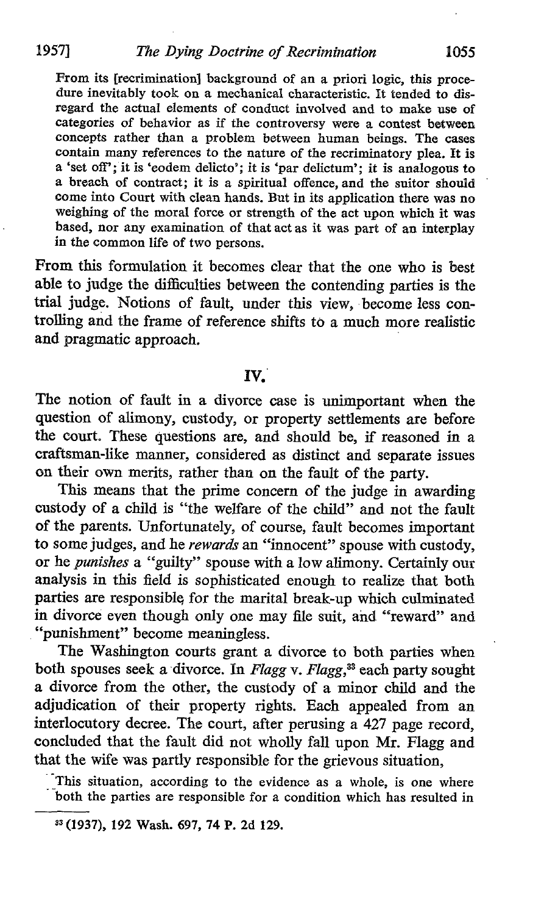> From its [recrimination] background of an a priori logic, this procedure inevitably took on a mechanical characteristic. It tended to disregard the actual elements of conduct involved and to make use of categories of behavior as if the controversy were a contest between concepts rather than a problem between human beings. The cases contain many references to the nature of the recriminatory plea. It is a 'set off'; it is 'eodem delicto'; it is 'par delictum'; it is analogous to a breach of contract; it is a spiritual offence, and the suitor should come into Court with clean hands. But in its application there was no weighing of the moral force or strength of the act upon which it was based, nor any examination of that act as it was part of an interplay in the common life of two persons.

From this formulation it becomes clear that the one who is best able to judge the difficulties between the contending parties is the trial judge. Notions of fault, under this view, become less controlling and the frame of reference shifts to a much more realistic and pragmatic approach.

## IV.

The notion of fault in a divorce case is unimportant when the question of alimony, custody, or property settlements are before the court. These questions are, and should be, if reasoned in a craftsman-like manner, considered as distinct and separate issues on their own merits, rather than on the fault of the party.

This means that the prime concern of the judge in awarding custody of a child is "the welfare of the child" and not the fault of the parents. Unfortunately, of course, fault becomes important to some judges, and he *rewards* an "innocent" spouse with custody, or he *punishes* a "guilty" spouse with a low alimony. Certainly our analysis in this field is sophisticated enough to realize that both parties are responsible for the marital break-up which culminated in divorce even though only one may file suit, and "reward" and "punishment" become meaningless.

The Washington courts grant a divorce to both parties when both spouses seek a divorce. In *Flagg* v. *Flagg*,[33] each party sought a divorce from the other, the custody of a minor child and the adjudication of their property rights. Each appealed from an interlocutory decree. The court, after perusing a 427 page record, concluded that the fault did not wholly fall upon Mr. Flagg and that the wife was partly responsible for the grievous situation,

> This situation, according to the evidence as a whole, is one where both the parties are responsible for a condition which has resulted in

---

[33] (1937), 192 Wash. 697, 74 P. 2d 129.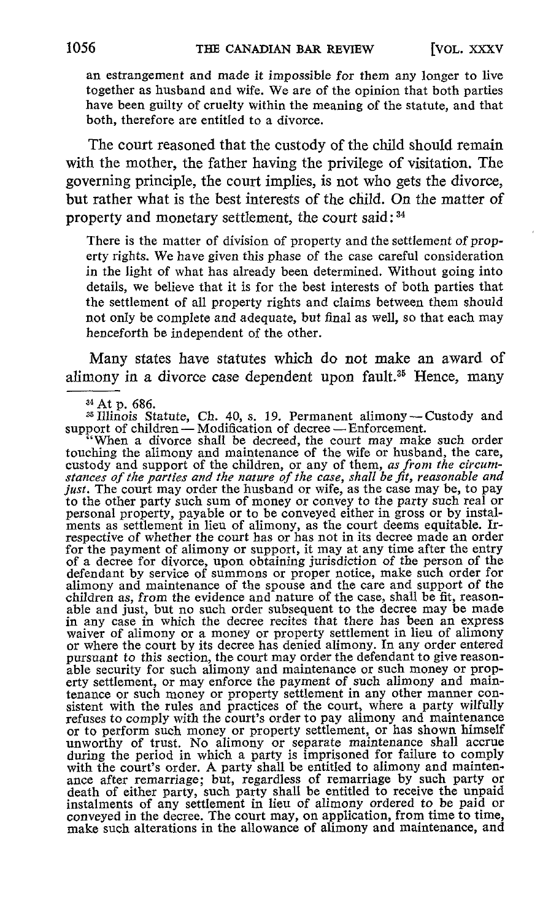an estrangement and made it impossible for them any longer to live together as husband and wife. We are of the opinion that both parties have been guilty of cruelty within the meaning of the statute, and that both, therefore are entitled to a divorce.

The court reasoned that the custody of the child should remain with the mother, the father having the privilege of visitation. The governing principle, the court implies, is not who gets the divorce, but rather what is the best interests of the child. On the matter of property and monetary settlement, the court said:[34]

> There is the matter of division of property and the settlement of property rights. We have given this phase of the case careful consideration in the light of what has already been determined. Without going into details, we believe that it is for the best interests of both parties that the settlement of all property rights and claims between them should not only be complete and adequate, but final as well, so that each may henceforth be independent of the other.

Many states have statutes which do not make an award of alimony in a divorce case dependent upon fault.[35] Hence, many

---

[34] At p. 686.

[35] Illinois Statute, Ch. 40, s. 19. Permanent alimony — Custody and support of children — Modification of decree — Enforcement.

"When a divorce shall be decreed, the court may make such order touching the alimony and maintenance of the wife or husband, the care, custody and support of the children, or any of them, *as from the circumstances of the parties and the nature of the case, shall be fit, reasonable and just*. The court may order the husband or wife, as the case may be, to pay to the other party such sum of money or convey to the party such real or personal property, payable or to be conveyed either in gross or by instalments as settlement in lieu of alimony, as the court deems equitable. Irrespective of whether the court has or has not in its decree made an order for the payment of alimony or support, it may at any time after the entry of a decree for divorce, upon obtaining jurisdiction of the person of the defendant by service of summons or proper notice, make such order for alimony and maintenance of the spouse and the care and support of the children as, from the evidence and nature of the case, shall be fit, reasonable and just, but no such order subsequent to the decree may be made in any case in which the decree recites that there has been an express waiver of alimony or a money or property settlement in lieu of alimony or where the court by its decree has denied alimony. In any order entered pursuant to this section, the court may order the defendant to give reasonable security for such alimony and maintenance or such money or property settlement, or may enforce the payment of such alimony and maintenance or such money or property settlement in any other manner consistent with the rules and practices of the court, where a party wilfully refuses to comply with the court's order to pay alimony and maintenance or to perform such money or property settlement, or has shown himself unworthy of trust. No alimony or separate maintenance shall accrue during the period in which a party is imprisoned for failure to comply with the court's order. A party shall be entitled to alimony and maintenance after remarriage; but, regardless of remarriage by such party or death of either party, such party shall be entitled to receive the unpaid instalments of any settlement in lieu of alimony ordered to be paid or conveyed in the decree. The court may, on application, from time to time, make such alterations in the allowance of alimony and maintenance, and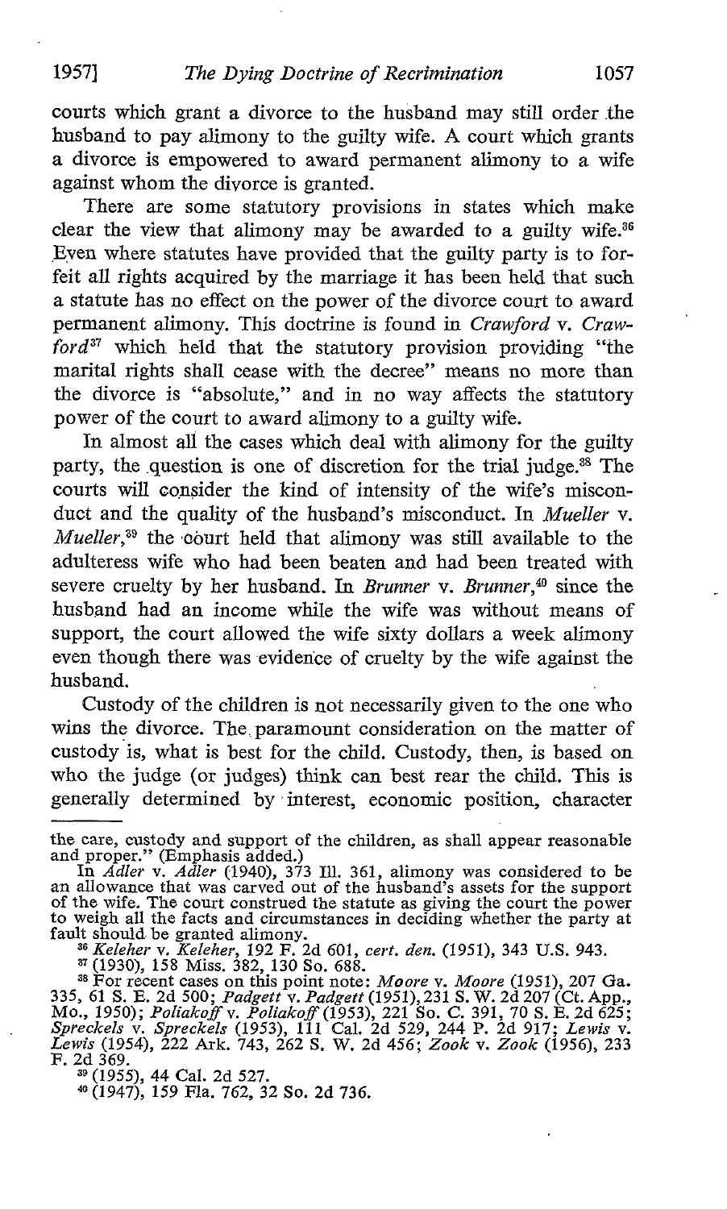courts which grant a divorce to the husband may still order the husband to pay alimony to the guilty wife. A court which grants a divorce is empowered to award permanent alimony to a wife against whom the divorce is granted.

There are some statutory provisions in states which make clear the view that alimony may be awarded to a guilty wife.[36] Even where statutes have provided that the guilty party is to forfeit all rights acquired by the marriage it has been held that such a statute has no effect on the power of the divorce court to award permanent alimony. This doctrine is found in *Crawford* v. *Crawford*[37] which held that the statutory provision providing "the marital rights shall cease with the decree" means no more than the divorce is "absolute," and in no way affects the statutory power of the court to award alimony to a guilty wife.

In almost all the cases which deal with alimony for the guilty party, the question is one of discretion for the trial judge.[38] The courts will consider the kind of intensity of the wife's misconduct and the quality of the husband's misconduct. In *Mueller* v. *Mueller*,[39] the court held that alimony was still available to the adulteress wife who had been beaten and had been treated with severe cruelty by her husband. In *Brunner* v. *Brunner*,[40] since the husband had an income while the wife was without means of support, the court allowed the wife sixty dollars a week alimony even though there was evidence of cruelty by the wife against the husband.

Custody of the children is not necessarily given to the one who wins the divorce. The paramount consideration on the matter of custody is, what is best for the child. Custody, then, is based on who the judge (or judges) think can best rear the child. This is generally determined by interest, economic position, character

---

the care, custody and support of the children, as shall appear reasonable and proper." (Emphasis added.)

In *Adler* v. *Adler* (1940), 373 Ill. 361, alimony was considered to be an allowance that was carved out of the husband's assets for the support of the wife. The court construed the statute as giving the court the power to weigh all the facts and circumstances in deciding whether the party at fault should be granted alimony.

[36] *Keleher* v. *Keleher*, 192 F. 2d 601, *cert. den.* (1951), 343 U.S. 943.

[37] (1930), 158 Miss. 382, 130 So. 688.

[38] For recent cases on this point note: *Moore* v. *Moore* (1951), 207 Ga. 335, 61 S. E. 2d 500; *Padgett* v. *Padgett* (1951), 231 S. W. 2d 207 (Ct. App., Mo., 1950); *Poliakoff* v. *Poliakoff* (1953), 221 So. C. 391, 70 S. E. 2d 625; *Spreckels* v. *Spreckels* (1953), 111 Cal. 2d 529, 244 P. 2d 917; *Lewis* v. *Lewis* (1954), 222 Ark. 743, 262 S. W. 2d 456; *Zook* v. *Zook* (1956), 233 F. 2d 369.

[39] (1955), 44 Cal. 2d 527.

[40] (1947), 159 Fla. 762, 32 So. 2d 736.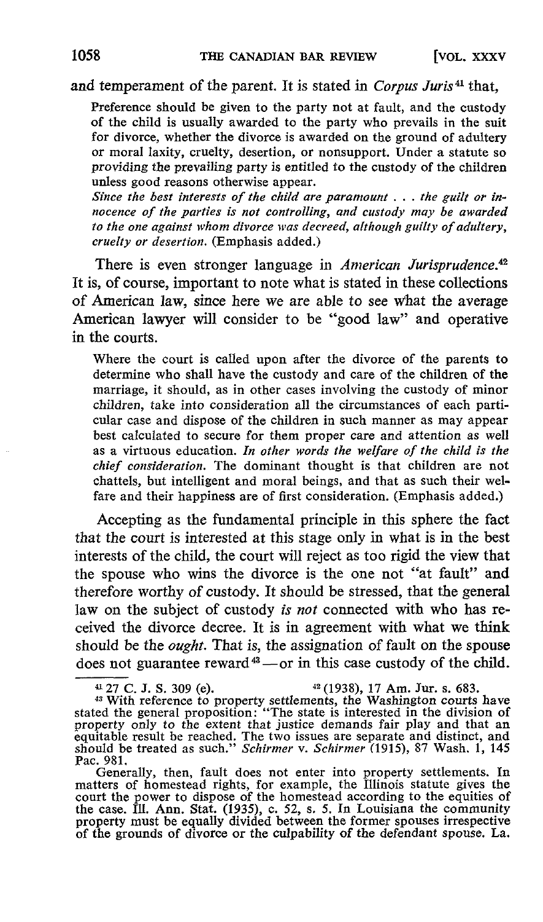and temperament of the parent. It is stated in *Corpus Juris*[41] that,

> Preference should be given to the party not at fault, and the custody of the child is usually awarded to the party who prevails in the suit for divorce, whether the divorce is awarded on the ground of adultery or moral laxity, cruelty, desertion, or nonsupport. Under a statute so providing the prevailing party is entitled to the custody of the children unless good reasons otherwise appear.
>
> *Since the best interests of the child are paramount . . . the guilt or innocence of the parties is not controlling, and custody may be awarded to the one against whom divorce was decreed, although guilty of adultery, cruelty or desertion.* (Emphasis added.)

There is even stronger language in *American Jurisprudence*.[42] It is, of course, important to note what is stated in these collections of American law, since here we are able to see what the average American lawyer will consider to be "good law" and operative in the courts.

> Where the court is called upon after the divorce of the parents to determine who shall have the custody and care of the children of the marriage, it should, as in other cases involving the custody of minor children, take into consideration all the circumstances of each particular case and dispose of the children in such manner as may appear best calculated to secure for them proper care and attention as well as a virtuous education. *In other words the welfare of the child is the chief consideration.* The dominant thought is that children are not chattels, but intelligent and moral beings, and that as such their welfare and their happiness are of first consideration. (Emphasis added.)

Accepting as the fundamental principle in this sphere the fact that the court is interested at this stage only in what is in the best interests of the child, the court will reject as too rigid the view that the spouse who wins the divorce is the one not "at fault" and therefore worthy of custody. It should be stressed, that the general law on the subject of custody *is not* connected with who has received the divorce decree. It is in agreement with what we think should be the *ought*. That is, the assignation of fault on the spouse does not guarantee reward[43]—or in this case custody of the child.

---

[41] 27 C. J. S. 309 (e).

[42] (1938), 17 Am. Jur. s. 683.

[43] With reference to property settlements, the Washington courts have stated the general proposition: "The state is interested in the division of property only to the extent that justice demands fair play and that an equitable result be reached. The two issues are separate and distinct, and should be treated as such." *Schirmer* v. *Schirmer* (1915), 87 Wash. 1, 145 Pac. 981.

Generally, then, fault does not enter into property settlements. In matters of homestead rights, for example, the Illinois statute gives the court the power to dispose of the homestead according to the equities of the case. Ill. Ann. Stat. (1935), c. 52, s. 5. In Louisiana the community property must be equally divided between the former spouses irrespective of the grounds of divorce or the culpability of the defendant spouse. La.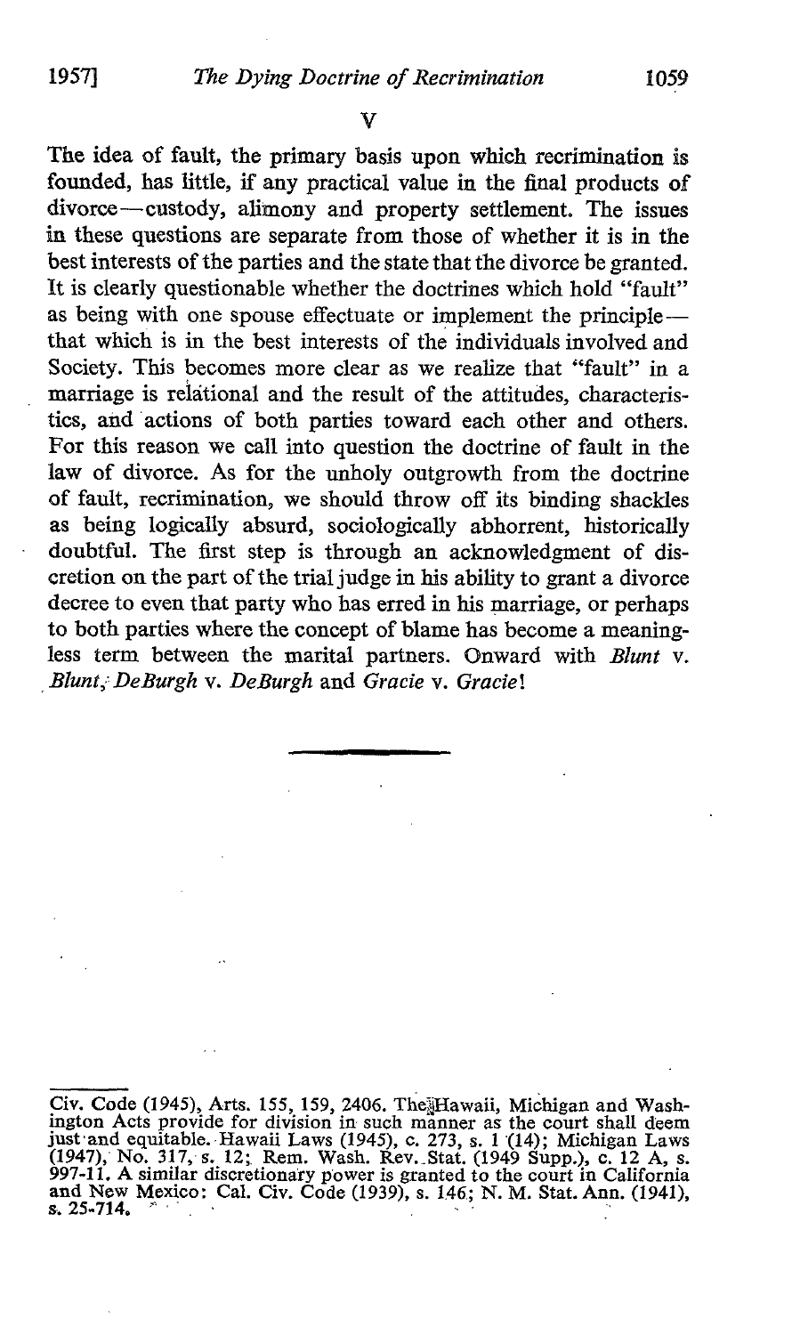## V

The idea of fault, the primary basis upon which recrimination is founded, has little, if any practical value in the final products of divorce—custody, alimony and property settlement. The issues in these questions are separate from those of whether it is in the best interests of the parties and the state that the divorce be granted. It is clearly questionable whether the doctrines which hold "fault" as being with one spouse effectuate or implement the principle—that which is in the best interests of the individuals involved and Society. This becomes more clear as we realize that "fault" in a marriage is relational and the result of the attitudes, characteristics, and actions of both parties toward each other and others. For this reason we call into question the doctrine of fault in the law of divorce. As for the unholy outgrowth from the doctrine of fault, recrimination, we should throw off its binding shackles as being logically absurd, sociologically abhorrent, historically doubtful. The first step is through an acknowledgment of discretion on the part of the trial judge in his ability to grant a divorce decree to even that party who has erred in his marriage, or perhaps to both parties where the concept of blame has become a meaningless term between the marital partners. Onward with *Blunt* v. *Blunt*, *DeBurgh* v. *DeBurgh* and *Gracie* v. *Gracie*!

---

Civ. Code (1945), Arts. 155, 159, 2406. The Hawaii, Michigan and Washington Acts provide for division in such manner as the court shall deem just and equitable. Hawaii Laws (1945), c. 273, s. 1 (14); Michigan Laws (1947), No. 317, s. 12; Rem. Wash. Rev. Stat. (1949 Supp.), c. 12 A, s. 997-11. A similar discretionary power is granted to the court in California and New Mexico: Cal. Civ. Code (1939), s. 146; N. M. Stat. Ann. (1941), s. 25-714.